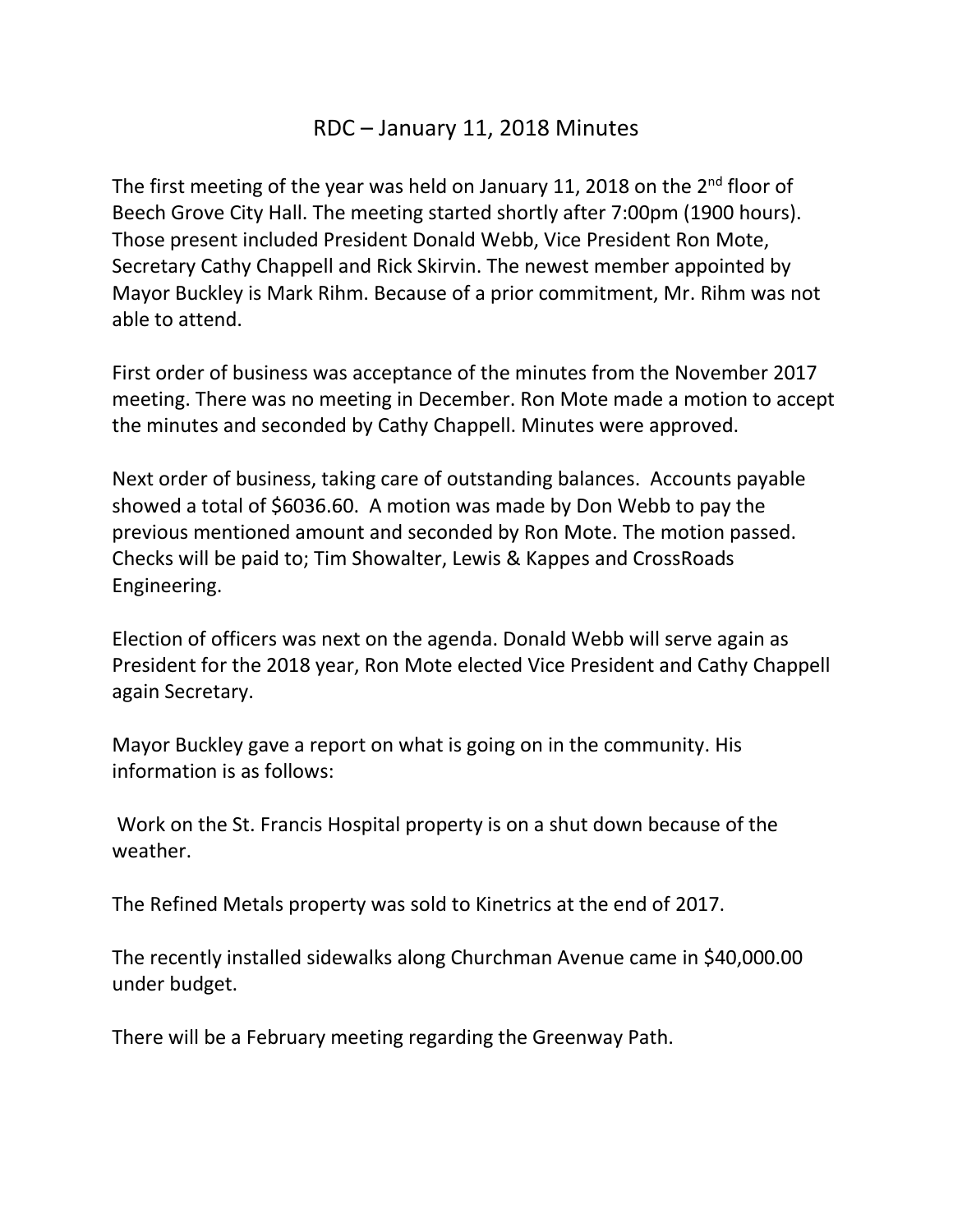# RDC – January 11, 2018 Minutes

The first meeting of the year was held on January 11, 2018 on the 2nd floor of Beech Grove City Hall. The meeting started shortly after 7:00pm (1900 hours). Those present included President Donald Webb, Vice President Ron Mote, Secretary Cathy Chappell and Rick Skirvin. The newest member appointed by Mayor Buckley is Mark Rihm. Because of a prior commitment, Mr. Rihm was not able to attend.

First order of business was acceptance of the minutes from the November 2017 meeting. There was no meeting in December. Ron Mote made a motion to accept the minutes and seconded by Cathy Chappell. Minutes were approved.

Next order of business, taking care of outstanding balances. Accounts payable showed a total of $6036.60. A motion was made by Don Webb to pay the previous mentioned amount and seconded by Ron Mote. The motion passed. Checks will be paid to; Tim Showalter, Lewis & Kappes and CrossRoads Engineering.

Election of officers was next on the agenda. Donald Webb will serve again as President for the 2018 year, Ron Mote elected Vice President and Cathy Chappell again Secretary.

Mayor Buckley gave a report on what is going on in the community. His information is as follows:

Work on the St. Francis Hospital property is on a shut down because of the weather.

The Refined Metals property was sold to Kinetrics at the end of 2017.

The recently installed sidewalks along Churchman Avenue came in $40,000.00 under budget.

There will be a February meeting regarding the Greenway Path.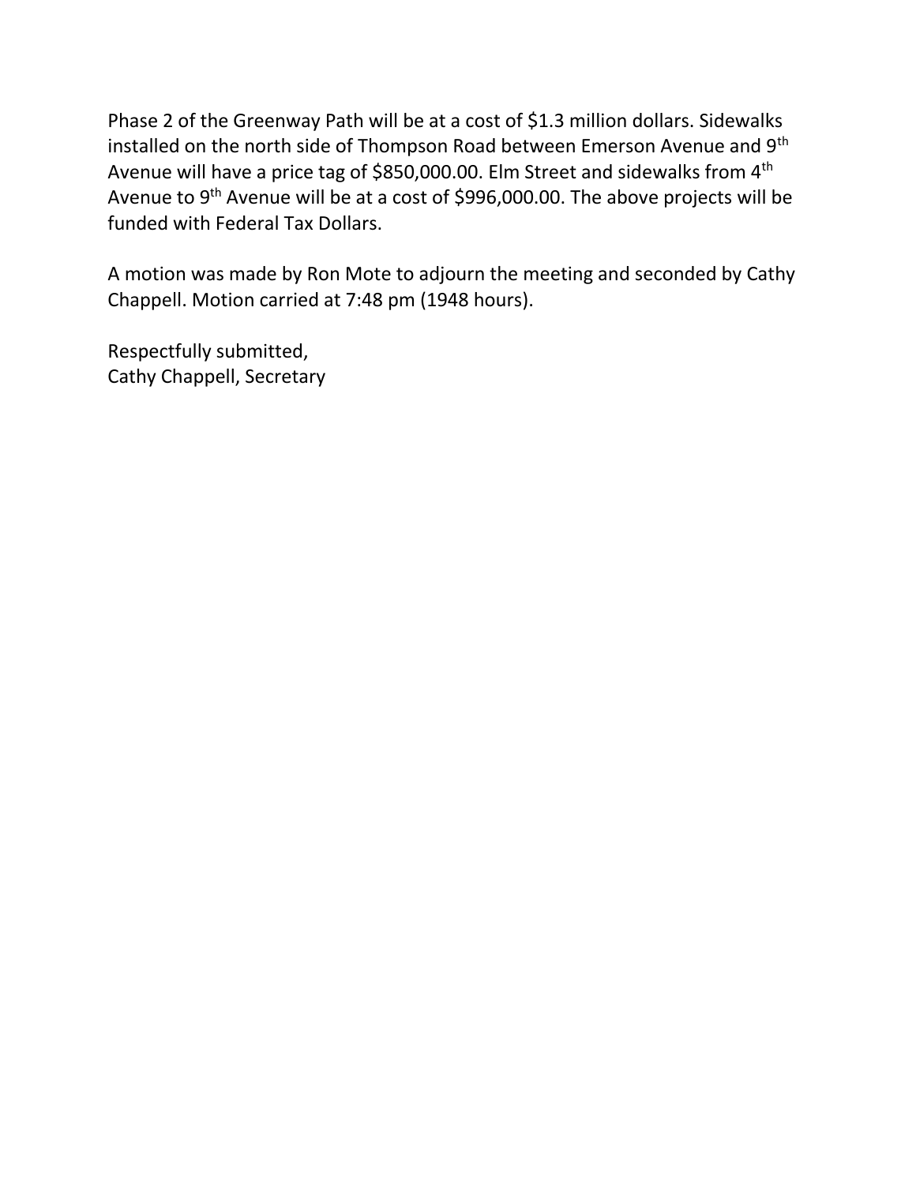Phase 2 of the Greenway Path will be at a cost of $1.3 million dollars. Sidewalks installed on the north side of Thompson Road between Emerson Avenue and 9th Avenue will have a price tag of $850,000.00. Elm Street and sidewalks from 4th Avenue to 9th Avenue will be at a cost of $996,000.00. The above projects will be funded with Federal Tax Dollars.

A motion was made by Ron Mote to adjourn the meeting and seconded by Cathy Chappell. Motion carried at 7:48 pm (1948 hours).

Respectfully submitted,  
Cathy Chappell, Secretary